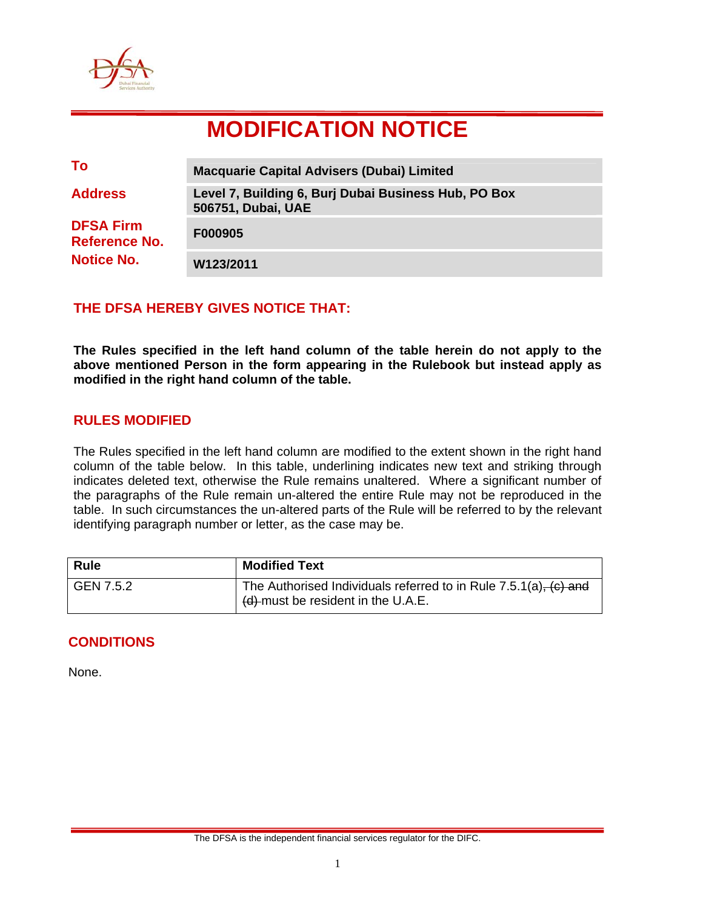# MODIFICATION NOTICE

| | |
|---|---|
| **To** | **Macquarie Capital Advisers (Dubai) Limited** |
| **Address** | **Level 7, Building 6, Burj Dubai Business Hub, PO Box 506751, Dubai, UAE** |
| **DFSA Firm Reference No.** | **F000905** |
| **Notice No.** | **W123/2011** |

## THE DFSA HEREBY GIVES NOTICE THAT:

**The Rules specified in the left hand column of the table herein do not apply to the above mentioned Person in the form appearing in the Rulebook but instead apply as modified in the right hand column of the table.**

## RULES MODIFIED

The Rules specified in the left hand column are modified to the extent shown in the right hand column of the table below. In this table, underlining indicates new text and striking through indicates deleted text, otherwise the Rule remains unaltered. Where a significant number of the paragraphs of the Rule remain un-altered the entire Rule may not be reproduced in the table. In such circumstances the un-altered parts of the Rule will be referred to by the relevant identifying paragraph number or letter, as the case may be.

| Rule | Modified Text |
|---|---|
| GEN 7.5.2 | The Authorised Individuals referred to in Rule 7.5.1(a)~~, (c) and (d)~~ must be resident in the U.A.E. |

## CONDITIONS

None.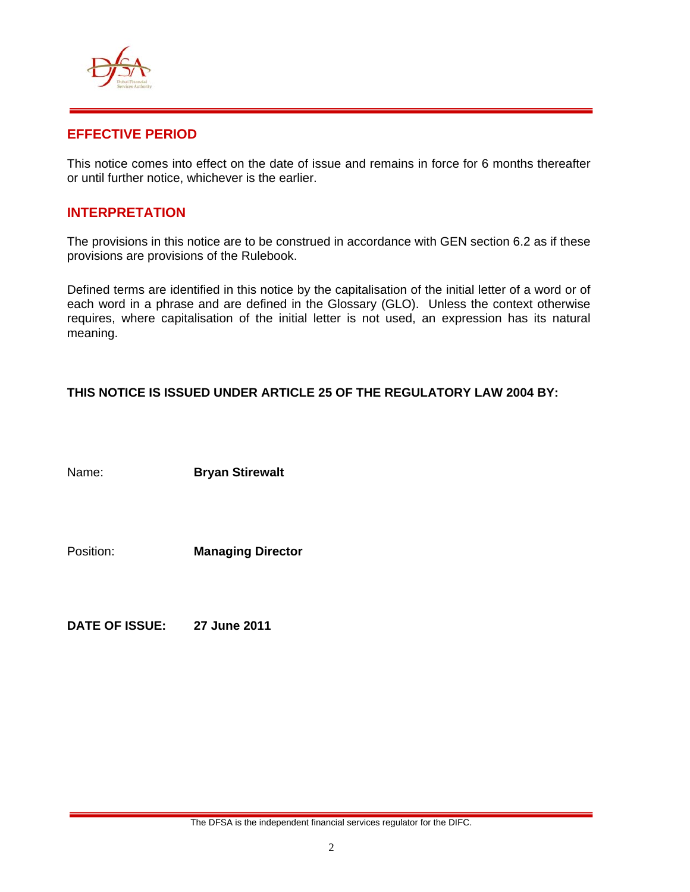## EFFECTIVE PERIOD

This notice comes into effect on the date of issue and remains in force for 6 months thereafter or until further notice, whichever is the earlier.

## INTERPRETATION

The provisions in this notice are to be construed in accordance with GEN section 6.2 as if these provisions are provisions of the Rulebook.

Defined terms are identified in this notice by the capitalisation of the initial letter of a word or of each word in a phrase and are defined in the Glossary (GLO). Unless the context otherwise requires, where capitalisation of the initial letter is not used, an expression has its natural meaning.

**THIS NOTICE IS ISSUED UNDER ARTICLE 25 OF THE REGULATORY LAW 2004 BY:**

Name: **Bryan Stirewalt**

Position: **Managing Director**

**DATE OF ISSUE: 27 June 2011**

The DFSA is the independent financial services regulator for the DIFC.